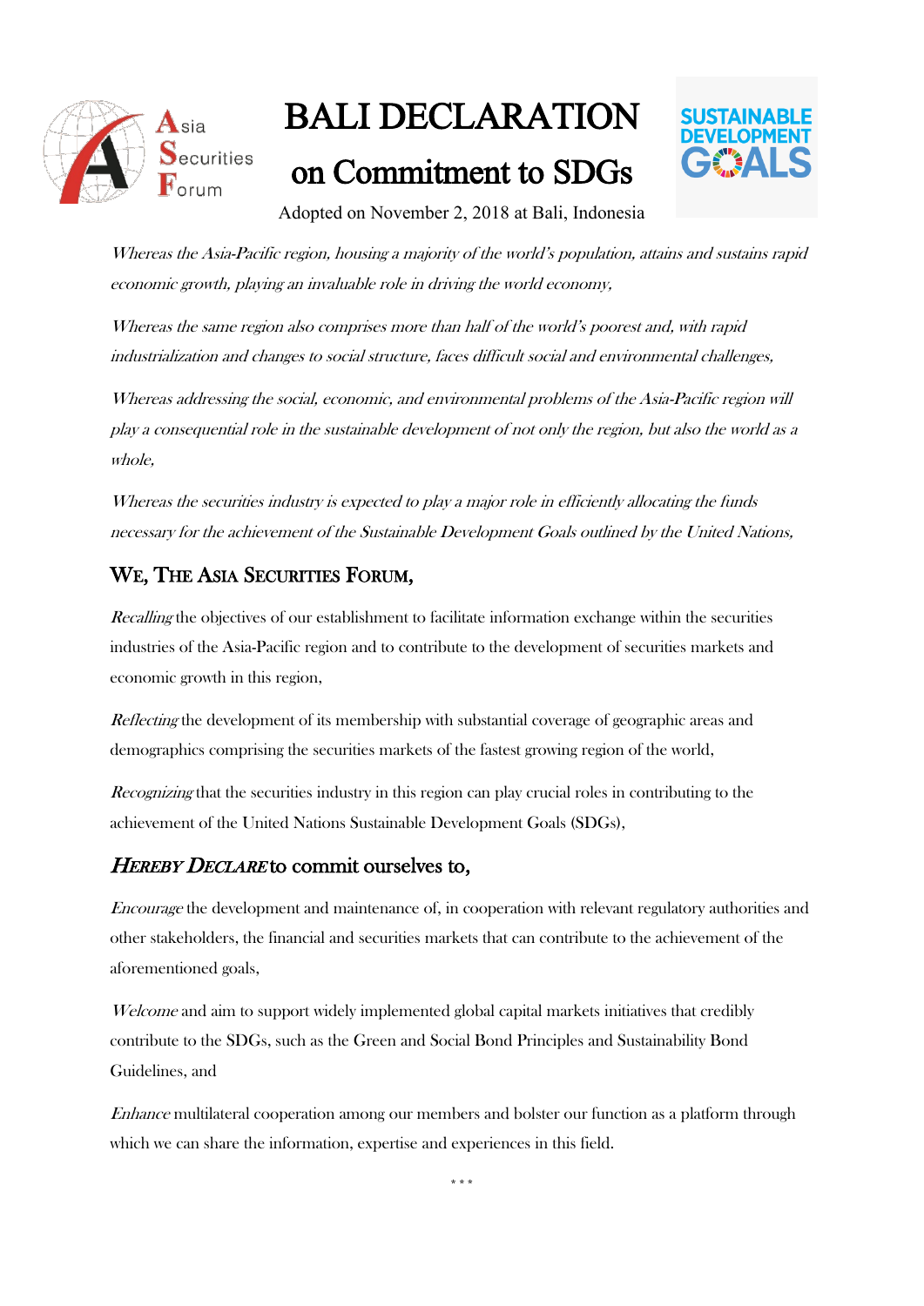# BALI DECLARATION

## on Commitment to SDGs

Adopted on November 2, 2018 at Bali, Indonesia

*Whereas the Asia-Pacific region, housing a majority of the world's population, attains and sustains rapid economic growth, playing an invaluable role in driving the world economy,*

*Whereas the same region also comprises more than half of the world's poorest and, with rapid industrialization and changes to social structure, faces difficult social and environmental challenges,*

*Whereas addressing the social, economic, and environmental problems of the Asia-Pacific region will play a consequential role in the sustainable development of not only the region, but also the world as a whole,*

*Whereas the securities industry is expected to play a major role in efficiently allocating the funds necessary for the achievement of the Sustainable Development Goals outlined by the United Nations,*

### WE, THE ASIA SECURITIES FORUM,

*Recalling* the objectives of our establishment to facilitate information exchange within the securities industries of the Asia-Pacific region and to contribute to the development of securities markets and economic growth in this region,

*Reflecting* the development of its membership with substantial coverage of geographic areas and demographics comprising the securities markets of the fastest growing region of the world,

*Recognizing* that the securities industry in this region can play crucial roles in contributing to the achievement of the United Nations Sustainable Development Goals (SDGs),

### *HEREBY DECLARE* to commit ourselves to,

*Encourage* the development and maintenance of, in cooperation with relevant regulatory authorities and other stakeholders, the financial and securities markets that can contribute to the achievement of the aforementioned goals,

*Welcome* and aim to support widely implemented global capital markets initiatives that credibly contribute to the SDGs, such as the Green and Social Bond Principles and Sustainability Bond Guidelines, and

*Enhance* multilateral cooperation among our members and bolster our function as a platform through which we can share the information, expertise and experiences in this field.

\* \* \*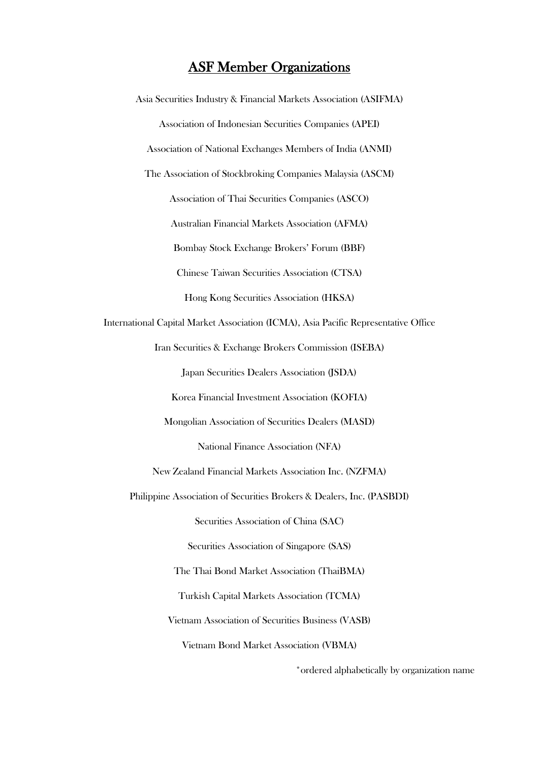# ASF Member Organizations

Asia Securities Industry & Financial Markets Association (ASIFMA)

Association of Indonesian Securities Companies (APEI)

Association of National Exchanges Members of India (ANMI)

The Association of Stockbroking Companies Malaysia (ASCM)

Association of Thai Securities Companies (ASCO)

Australian Financial Markets Association (AFMA)

Bombay Stock Exchange Brokers' Forum (BBF)

Chinese Taiwan Securities Association (CTSA)

Hong Kong Securities Association (HKSA)

International Capital Market Association (ICMA), Asia Pacific Representative Office

Iran Securities & Exchange Brokers Commission (ISEBA)

Japan Securities Dealers Association (JSDA)

Korea Financial Investment Association (KOFIA)

Mongolian Association of Securities Dealers (MASD)

National Finance Association (NFA)

New Zealand Financial Markets Association Inc. (NZFMA)

Philippine Association of Securities Brokers & Dealers, Inc. (PASBDI)

Securities Association of China (SAC)

Securities Association of Singapore (SAS)

The Thai Bond Market Association (ThaiBMA)

Turkish Capital Markets Association (TCMA)

Vietnam Association of Securities Business (VASB)

Vietnam Bond Market Association (VBMA)

*ordered alphabetically by organization name